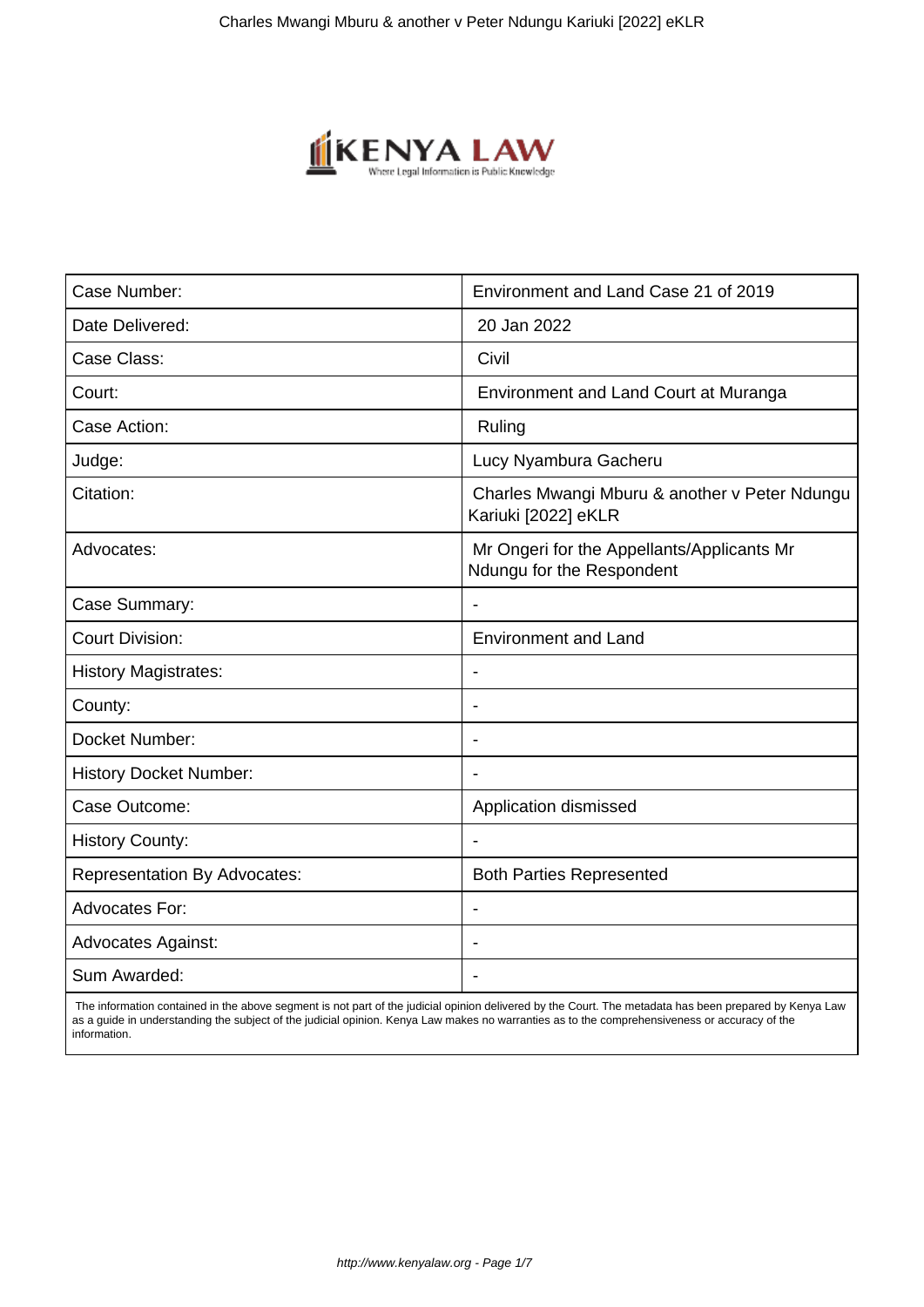| Case Number: | Environment and Land Case 21 of 2019 |
|---|---|
| Date Delivered: | 20 Jan 2022 |
| Case Class: | Civil |
| Court: | Environment and Land Court at Muranga |
| Case Action: | Ruling |
| Judge: | Lucy Nyambura Gacheru |
| Citation: | Charles Mwangi Mburu & another v Peter Ndungu Kariuki [2022] eKLR |
| Advocates: | Mr Ongeri for the Appellants/Applicants Mr Ndungu for the Respondent |
| Case Summary: | - |
| Court Division: | Environment and Land |
| History Magistrates: | - |
| County: | - |
| Docket Number: | - |
| History Docket Number: | - |
| Case Outcome: | Application dismissed |
| History County: | - |
| Representation By Advocates: | Both Parties Represented |
| Advocates For: | - |
| Advocates Against: | - |
| Sum Awarded: | - |

The information contained in the above segment is not part of the judicial opinion delivered by the Court. The metadata has been prepared by Kenya Law as a guide in understanding the subject of the judicial opinion. Kenya Law makes no warranties as to the comprehensiveness or accuracy of the information.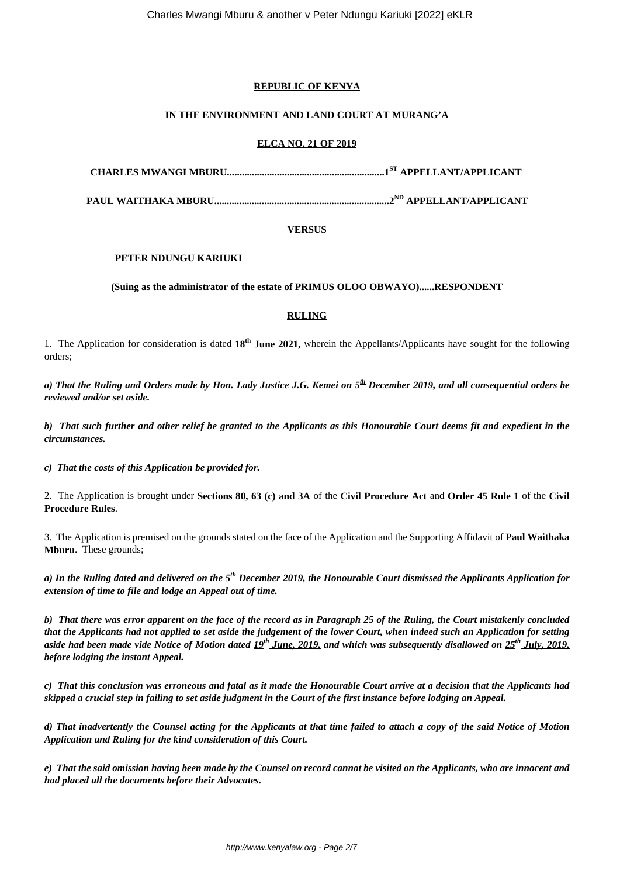**REPUBLIC OF KENYA**

**IN THE ENVIRONMENT AND LAND COURT AT MURANG'A**

**ELCA NO. 21 OF 2019**

**CHARLES MWANGI MBURU..............................................................1ST APPELLANT/APPLICANT**

**PAUL WAITHAKA MBURU......................................................................2ND APPELLANT/APPLICANT**

**VERSUS**

**PETER NDUNGU KARIUKI**

**(Suing as the administrator of the estate of PRIMUS OLOO OBWAYO)......RESPONDENT**

**RULING**

1. The Application for consideration is dated **18th June 2021,** wherein the Appellants/Applicants have sought for the following orders;

***a) That the Ruling and Orders made by Hon. Lady Justice J.G. Kemei on 5th December 2019, and all consequential orders be reviewed and/or set aside.***

***b) That such further and other relief be granted to the Applicants as this Honourable Court deems fit and expedient in the circumstances.***

***c) That the costs of this Application be provided for.***

2. The Application is brought under **Sections 80, 63 (c) and 3A** of the **Civil Procedure Act** and **Order 45 Rule 1** of the **Civil Procedure Rules**.

3. The Application is premised on the grounds stated on the face of the Application and the Supporting Affidavit of **Paul Waithaka Mburu**. These grounds;

***a) In the Ruling dated and delivered on the 5th December 2019, the Honourable Court dismissed the Applicants Application for extension of time to file and lodge an Appeal out of time.***

***b) That there was error apparent on the face of the record as in Paragraph 25 of the Ruling, the Court mistakenly concluded that the Applicants had not applied to set aside the judgement of the lower Court, when indeed such an Application for setting aside had been made vide Notice of Motion dated 19th June, 2019, and which was subsequently disallowed on 25th July, 2019, before lodging the instant Appeal.***

***c) That this conclusion was erroneous and fatal as it made the Honourable Court arrive at a decision that the Applicants had skipped a crucial step in failing to set aside judgment in the Court of the first instance before lodging an Appeal.***

***d) That inadvertently the Counsel acting for the Applicants at that time failed to attach a copy of the said Notice of Motion Application and Ruling for the kind consideration of this Court.***

***e) That the said omission having been made by the Counsel on record cannot be visited on the Applicants, who are innocent and had placed all the documents before their Advocates.***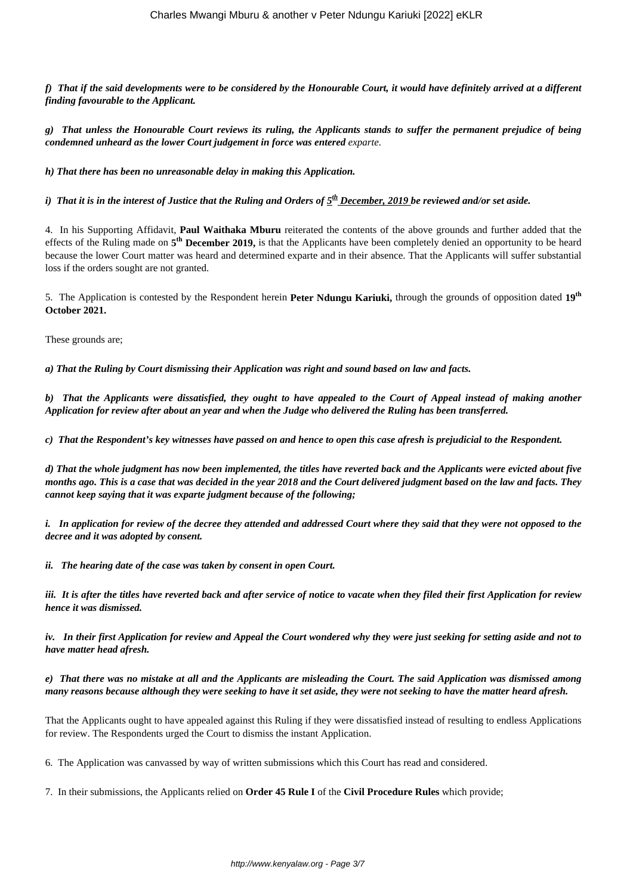***f) That if the said developments were to be considered by the Honourable Court, it would have definitely arrived at a different finding favourable to the Applicant.***

***g) That unless the Honourable Court reviews its ruling, the Applicants stands to suffer the permanent prejudice of being condemned unheard as the lower Court judgement in force was entered*** *exparte.*

***h) That there has been no unreasonable delay in making this Application.***

***i) That it is in the interest of Justice that the Ruling and Orders of 5th December, 2019 be reviewed and/or set aside.***

4. In his Supporting Affidavit, **Paul Waithaka Mburu** reiterated the contents of the above grounds and further added that the effects of the Ruling made on **5th December 2019,** is that the Applicants have been completely denied an opportunity to be heard because the lower Court matter was heard and determined exparte and in their absence. That the Applicants will suffer substantial loss if the orders sought are not granted.

5. The Application is contested by the Respondent herein **Peter Ndungu Kariuki,** through the grounds of opposition dated **19th October 2021.**

These grounds are;

***a) That the Ruling by Court dismissing their Application was right and sound based on law and facts.***

***b) That the Applicants were dissatisfied, they ought to have appealed to the Court of Appeal instead of making another Application for review after about an year and when the Judge who delivered the Ruling has been transferred.***

***c) That the Respondent's key witnesses have passed on and hence to open this case afresh is prejudicial to the Respondent.***

***d) That the whole judgment has now been implemented, the titles have reverted back and the Applicants were evicted about five months ago. This is a case that was decided in the year 2018 and the Court delivered judgment based on the law and facts. They cannot keep saying that it was exparte judgment because of the following;***

***i. In application for review of the decree they attended and addressed Court where they said that they were not opposed to the decree and it was adopted by consent.***

***ii. The hearing date of the case was taken by consent in open Court.***

***iii. It is after the titles have reverted back and after service of notice to vacate when they filed their first Application for review hence it was dismissed.***

***iv. In their first Application for review and Appeal the Court wondered why they were just seeking for setting aside and not to have matter head afresh.***

***e) That there was no mistake at all and the Applicants are misleading the Court. The said Application was dismissed among many reasons because although they were seeking to have it set aside, they were not seeking to have the matter heard afresh.***

That the Applicants ought to have appealed against this Ruling if they were dissatisfied instead of resulting to endless Applications for review. The Respondents urged the Court to dismiss the instant Application.

6. The Application was canvassed by way of written submissions which this Court has read and considered.

7. In their submissions, the Applicants relied on **Order 45 Rule I** of the **Civil Procedure Rules** which provide;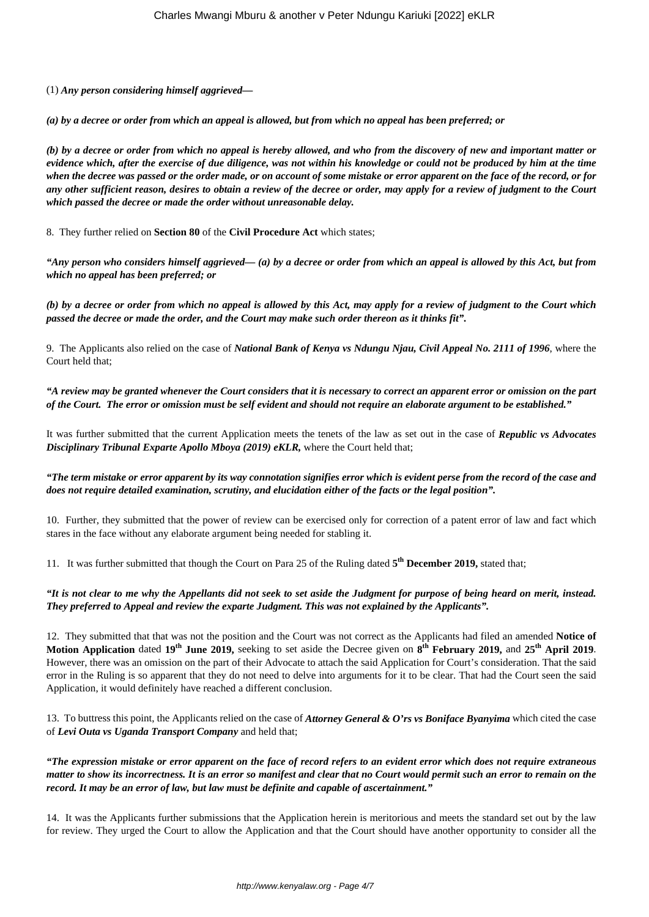(1) ***Any person considering himself aggrieved—***

***(a) by a decree or order from which an appeal is allowed, but from which no appeal has been preferred; or***

***(b) by a decree or order from which no appeal is hereby allowed, and who from the discovery of new and important matter or evidence which, after the exercise of due diligence, was not within his knowledge or could not be produced by him at the time when the decree was passed or the order made, or on account of some mistake or error apparent on the face of the record, or for any other sufficient reason, desires to obtain a review of the decree or order, may apply for a review of judgment to the Court which passed the decree or made the order without unreasonable delay.***

8. They further relied on **Section 80** of the **Civil Procedure Act** which states;

***"Any person who considers himself aggrieved— (a) by a decree or order from which an appeal is allowed by this Act, but from which no appeal has been preferred; or***

***(b) by a decree or order from which no appeal is allowed by this Act, may apply for a review of judgment to the Court which passed the decree or made the order, and the Court may make such order thereon as it thinks fit".***

9. The Applicants also relied on the case of ***National Bank of Kenya vs Ndungu Njau, Civil Appeal No. 2111 of 1996***, where the Court held that;

***"A review may be granted whenever the Court considers that it is necessary to correct an apparent error or omission on the part of the Court. The error or omission must be self evident and should not require an elaborate argument to be established."***

It was further submitted that the current Application meets the tenets of the law as set out in the case of ***Republic vs Advocates Disciplinary Tribunal Exparte Apollo Mboya (2019) eKLR,*** where the Court held that;

***"The term mistake or error apparent by its way connotation signifies error which is evident perse from the record of the case and does not require detailed examination, scrutiny, and elucidation either of the facts or the legal position".***

10. Further, they submitted that the power of review can be exercised only for correction of a patent error of law and fact which stares in the face without any elaborate argument being needed for stabling it.

11. It was further submitted that though the Court on Para 25 of the Ruling dated **5th December 2019,** stated that;

***"It is not clear to me why the Appellants did not seek to set aside the Judgment for purpose of being heard on merit, instead. They preferred to Appeal and review the exparte Judgment. This was not explained by the Applicants".***

12. They submitted that that was not the position and the Court was not correct as the Applicants had filed an amended **Notice of Motion Application** dated **19th June 2019,** seeking to set aside the Decree given on **8th February 2019,** and **25th April 2019**. However, there was an omission on the part of their Advocate to attach the said Application for Court's consideration. That the said error in the Ruling is so apparent that they do not need to delve into arguments for it to be clear. That had the Court seen the said Application, it would definitely have reached a different conclusion.

13. To buttress this point, the Applicants relied on the case of ***Attorney General & O'rs vs Boniface Byanyima*** which cited the case of ***Levi Outa vs Uganda Transport Company*** and held that;

***"The expression mistake or error apparent on the face of record refers to an evident error which does not require extraneous matter to show its incorrectness. It is an error so manifest and clear that no Court would permit such an error to remain on the record. It may be an error of law, but law must be definite and capable of ascertainment."***

14. It was the Applicants further submissions that the Application herein is meritorious and meets the standard set out by the law for review. They urged the Court to allow the Application and that the Court should have another opportunity to consider all the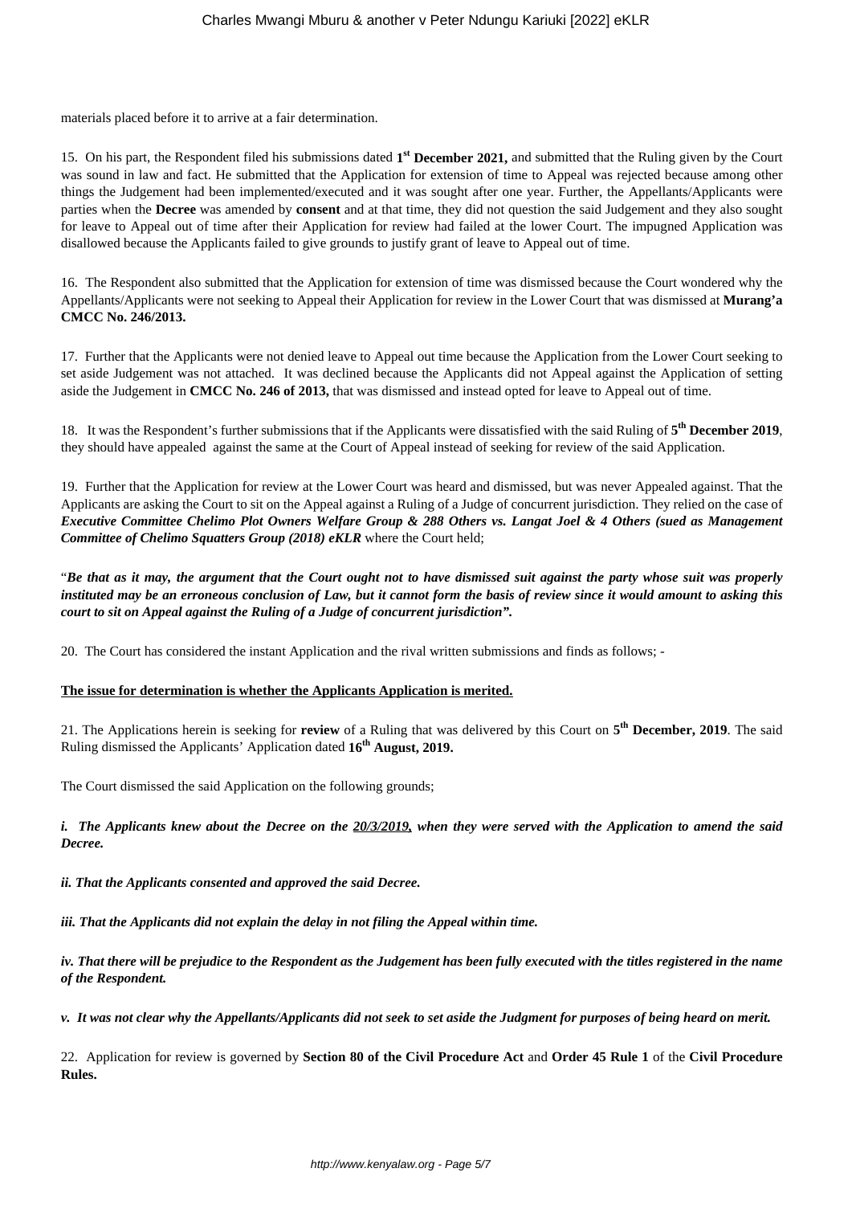materials placed before it to arrive at a fair determination.

15. On his part, the Respondent filed his submissions dated **1st December 2021,** and submitted that the Ruling given by the Court was sound in law and fact. He submitted that the Application for extension of time to Appeal was rejected because among other things the Judgement had been implemented/executed and it was sought after one year. Further, the Appellants/Applicants were parties when the **Decree** was amended by **consent** and at that time, they did not question the said Judgement and they also sought for leave to Appeal out of time after their Application for review had failed at the lower Court. The impugned Application was disallowed because the Applicants failed to give grounds to justify grant of leave to Appeal out of time.

16. The Respondent also submitted that the Application for extension of time was dismissed because the Court wondered why the Appellants/Applicants were not seeking to Appeal their Application for review in the Lower Court that was dismissed at **Murang'a CMCC No. 246/2013.**

17. Further that the Applicants were not denied leave to Appeal out time because the Application from the Lower Court seeking to set aside Judgement was not attached. It was declined because the Applicants did not Appeal against the Application of setting aside the Judgement in **CMCC No. 246 of 2013,** that was dismissed and instead opted for leave to Appeal out of time.

18. It was the Respondent's further submissions that if the Applicants were dissatisfied with the said Ruling of **5th December 2019**, they should have appealed against the same at the Court of Appeal instead of seeking for review of the said Application.

19. Further that the Application for review at the Lower Court was heard and dismissed, but was never Appealed against. That the Applicants are asking the Court to sit on the Appeal against a Ruling of a Judge of concurrent jurisdiction. They relied on the case of ***Executive Committee Chelimo Plot Owners Welfare Group & 288 Others vs. Langat Joel & 4 Others (sued as Management Committee of Chelimo Squatters Group (2018) eKLR*** where the Court held;

"***Be that as it may, the argument that the Court ought not to have dismissed suit against the party whose suit was properly instituted may be an erroneous conclusion of Law, but it cannot form the basis of review since it would amount to asking this court to sit on Appeal against the Ruling of a Judge of concurrent jurisdiction".***

20. The Court has considered the instant Application and the rival written submissions and finds as follows; -

**<u>The issue for determination is whether the Applicants Application is merited.</u>**

21. The Applications herein is seeking for **review** of a Ruling that was delivered by this Court on **5th December, 2019**. The said Ruling dismissed the Applicants' Application dated **16th August, 2019.**

The Court dismissed the said Application on the following grounds;

***i. The Applicants knew about the Decree on the <u>20/3/2019</u>, when they were served with the Application to amend the said Decree.***

***ii. That the Applicants consented and approved the said Decree.***

***iii. That the Applicants did not explain the delay in not filing the Appeal within time.***

***iv. That there will be prejudice to the Respondent as the Judgement has been fully executed with the titles registered in the name of the Respondent.***

***v. It was not clear why the Appellants/Applicants did not seek to set aside the Judgment for purposes of being heard on merit.***

22. Application for review is governed by **Section 80 of the Civil Procedure Act** and **Order 45 Rule 1** of the **Civil Procedure Rules.**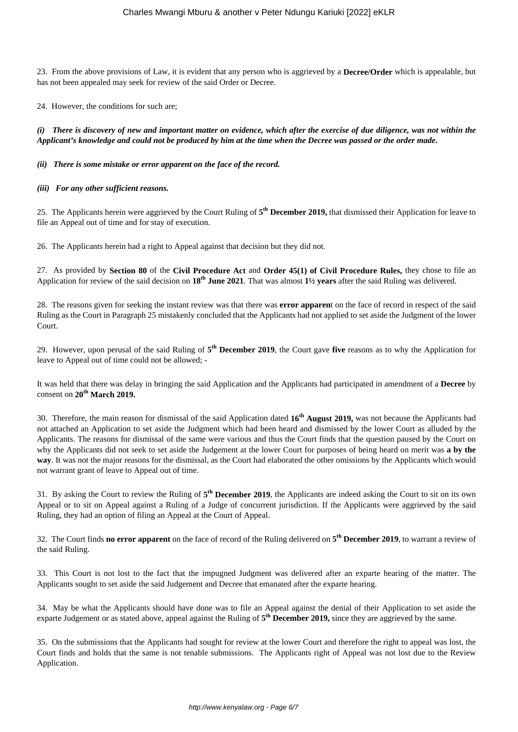23. From the above provisions of Law, it is evident that any person who is aggrieved by a **Decree/Order** which is appealable, but has not been appealed may seek for review of the said Order or Decree.

24. However, the conditions for such are;

***(i) There is discovery of new and important matter on evidence, which after the exercise of due diligence, was not within the Applicant's knowledge and could not be produced by him at the time when the Decree was passed or the order made.***

***(ii) There is some mistake or error apparent on the face of the record.***

***(iii) For any other sufficient reasons.***

25. The Applicants herein were aggrieved by the Court Ruling of **5th December 2019,** that dismissed their Application for leave to file an Appeal out of time and for stay of execution.

26. The Applicants herein had a right to Appeal against that decision but they did not.

27. As provided by **Section 80** of the **Civil Procedure Act** and **Order 45(1) of Civil Procedure Rules,** they chose to file an Application for review of the said decision on **18th June 2021**. That was almost **1½ years** after the said Ruling was delivered.

28. The reasons given for seeking the instant review was that there was **error apparen**t on the face of record in respect of the said Ruling as the Court in Paragraph 25 mistakenly concluded that the Applicants had not applied to set aside the Judgment of the lower Court.

29. However, upon perusal of the said Ruling of **5th December 2019**, the Court gave **five** reasons as to why the Application for leave to Appeal out of time could not be allowed; -

It was held that there was delay in bringing the said Application and the Applicants had participated in amendment of a **Decree** by consent on **20th March 2019.**

30. Therefore, the main reason for dismissal of the said Application dated **16th August 2019,** was not because the Applicants had not attached an Application to set aside the Judgment which had been heard and dismissed by the lower Court as alluded by the Applicants. The reasons for dismissal of the same were various and thus the Court finds that the question paused by the Court on why the Applicants did not seek to set aside the Judgement at the lower Court for purposes of being heard on merit was **a by the way**. It was not the major reasons for the dismissal, as the Court had elaborated the other omissions by the Applicants which would not warrant grant of leave to Appeal out of time.

31. By asking the Court to review the Ruling of **5th December 2019**, the Applicants are indeed asking the Court to sit on its own Appeal or to sit on Appeal against a Ruling of a Judge of concurrent jurisdiction. If the Applicants were aggrieved by the said Ruling, they had an option of filing an Appeal at the Court of Appeal.

32. The Court finds **no error apparent** on the face of record of the Ruling delivered on **5th December 2019**, to warrant a review of the said Ruling.

33. This Court is not lost to the fact that the impugned Judgment was delivered after an exparte hearing of the matter. The Applicants sought to set aside the said Judgement and Decree that emanated after the exparte hearing.

34. May be what the Applicants should have done was to file an Appeal against the denial of their Application to set aside the exparte Judgement or as stated above, appeal against the Ruling of **5th December 2019,** since they are aggrieved by the same.

35. On the submissions that the Applicants had sought for review at the lower Court and therefore the right to appeal was lost, the Court finds and holds that the same is not tenable submissions. The Applicants right of Appeal was not lost due to the Review Application.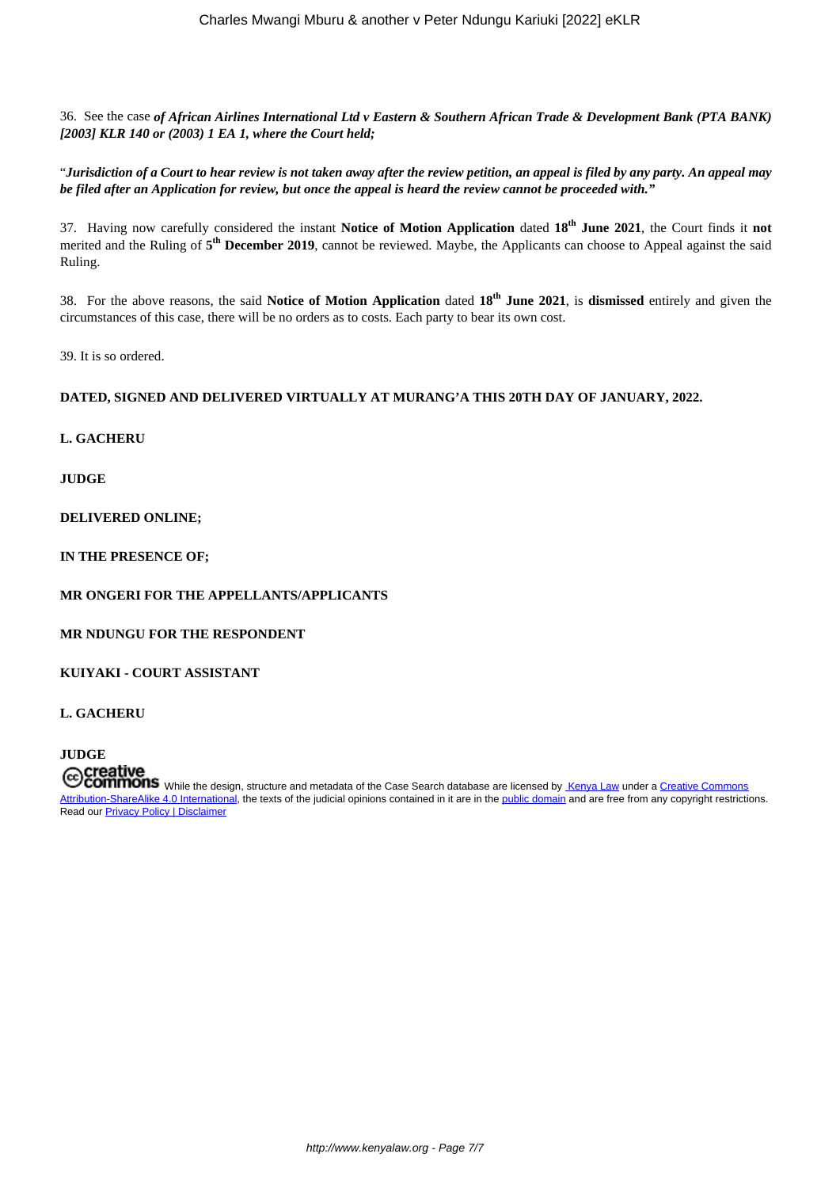36. See the case ***of African Airlines International Ltd v Eastern & Southern African Trade & Development Bank (PTA BANK) [2003] KLR 140 or (2003) 1 EA 1, where the Court held;***

"***Jurisdiction of a Court to hear review is not taken away after the review petition, an appeal is filed by any party. An appeal may be filed after an Application for review, but once the appeal is heard the review cannot be proceeded with.***"

37. Having now carefully considered the instant **Notice of Motion Application** dated **18th June 2021**, the Court finds it **not** merited and the Ruling of **5th December 2019**, cannot be reviewed. Maybe, the Applicants can choose to Appeal against the said Ruling.

38. For the above reasons, the said **Notice of Motion Application** dated **18th June 2021**, is **dismissed** entirely and given the circumstances of this case, there will be no orders as to costs. Each party to bear its own cost.

39. It is so ordered.

**DATED, SIGNED AND DELIVERED VIRTUALLY AT MURANG'A THIS 20TH DAY OF JANUARY, 2022.**

**L. GACHERU**

**JUDGE**

**DELIVERED ONLINE;**

**IN THE PRESENCE OF;**

**MR ONGERI FOR THE APPELLANTS/APPLICANTS**

**MR NDUNGU FOR THE RESPONDENT**

**KUIYAKI - COURT ASSISTANT**

**L. GACHERU**

**JUDGE**

While the design, structure and metadata of the Case Search database are licensed by Kenya Law under a Creative Commons Attribution-ShareAlike 4.0 International, the texts of the judicial opinions contained in it are in the public domain and are free from any copyright restrictions. Read our Privacy Policy | Disclaimer